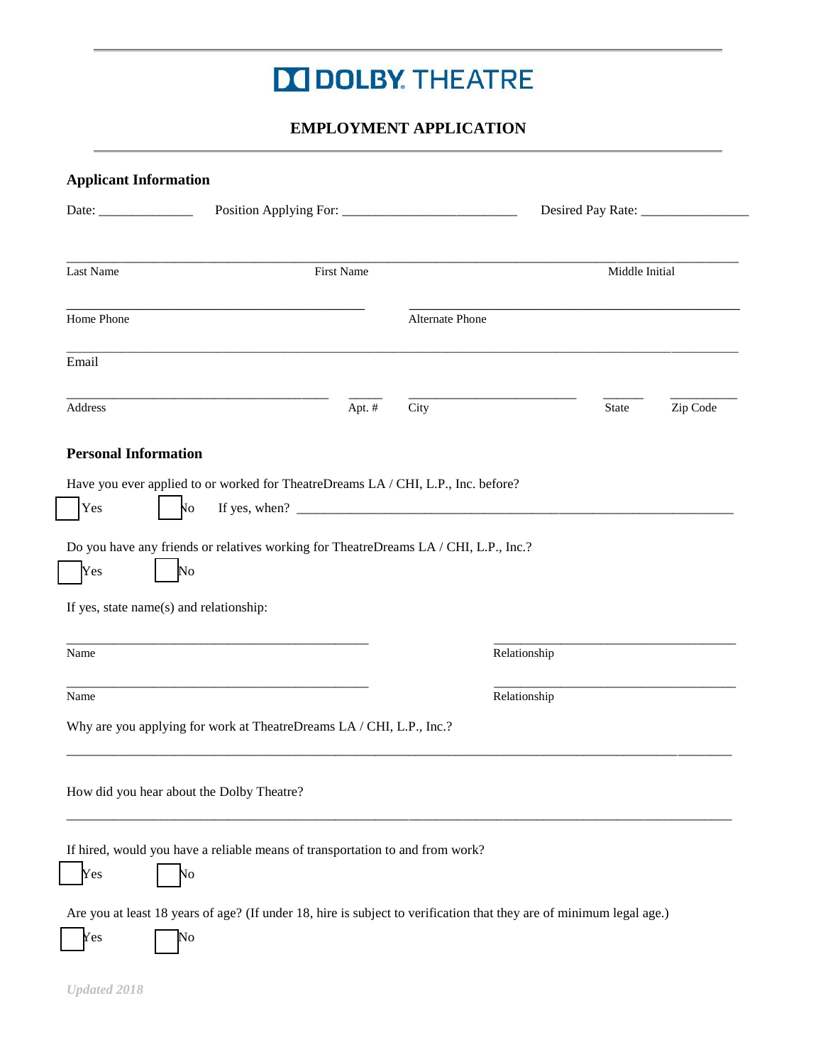# DOLBY THEATRE

## EMPLOYMENT APPLICATION

### Applicant Information

Date: ______________ Position Applying For: __________________________ Desired Pay Rate: ________________

______________________________________________________________________________

Last Name First Name Middle Initial

______________________________________________ ______________________________________________

Home Phone Alternate Phone

______________________________________________________________________________

Email

________________________________________ _____ _________________________ ______ __________

Address Apt. # City State Zip Code

### Personal Information

Have you ever applied to or worked for TheatreDreams LA / CHI, L.P., Inc. before?

☐ Yes ☐ No If yes, when? ________________________________________________________________

Do you have any friends or relatives working for TheatreDreams LA / CHI, L.P., Inc.?

☐ Yes ☐ No

If yes, state name(s) and relationship:

______________________________________________ ____________________________________

Name Relationship

______________________________________________ ____________________________________

Name Relationship

Why are you applying for work at TheatreDreams LA / CHI, L.P., Inc.?

______________________________________________________________________________

How did you hear about the Dolby Theatre?

______________________________________________________________________________

If hired, would you have a reliable means of transportation to and from work?

☐ Yes ☐ No

Are you at least 18 years of age? (If under 18, hire is subject to verification that they are of minimum legal age.)

☐ Yes ☐ No

*Updated 2018*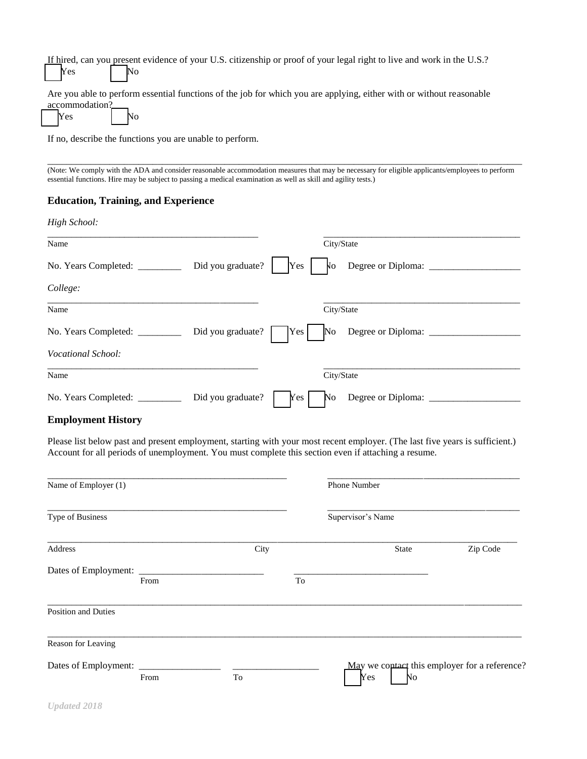If hired, can you present evidence of your U.S. citizenship or proof of your legal right to live and work in the U.S.?

☐ Yes ☐ No

Are you able to perform essential functions of the job for which you are applying, either with or without reasonable accommodation?

☐ Yes ☐ No

If no, describe the functions you are unable to perform.

_______________________________________________________________________________________________

(Note: We comply with the ADA and consider reasonable accommodation measures that may be necessary for eligible applicants/employees to perform essential functions. Hire may be subject to passing a medical examination as well as skill and agility tests.)

## Education, Training, and Experience

*High School:*

_____________________________________________ _____________________________________________

Name City/State

No. Years Completed: _________ Did you graduate? ☐ Yes ☐ No Degree or Diploma: ___________________

*College:*

_____________________________________________ _____________________________________________

Name City/State

No. Years Completed: _________ Did you graduate? ☐ Yes ☐ No Degree or Diploma: ___________________

*Vocational School:*

_____________________________________________ _____________________________________________

Name City/State

No. Years Completed: _________ Did you graduate? ☐ Yes ☐ No Degree or Diploma: ___________________

## Employment History

Please list below past and present employment, starting with your most recent employer. (The last five years is sufficient.) Account for all periods of unemployment. You must complete this section even if attaching a resume.

_____________________________________________________ _________________________________________

Name of Employer (1) Phone Number

_____________________________________________________ _________________________________________

Type of Business Supervisor's Name

_______________________________________________________________________________________________

Address City State Zip Code

Dates of Employment: __________________________ ____________________________

From To

_______________________________________________________________________________________________

Position and Duties

_______________________________________________________________________________________________

Reason for Leaving

Dates of Employment: _________________ __________________

From To

May we contact this employer for a reference?

☐ Yes ☐ No

*Updated 2018*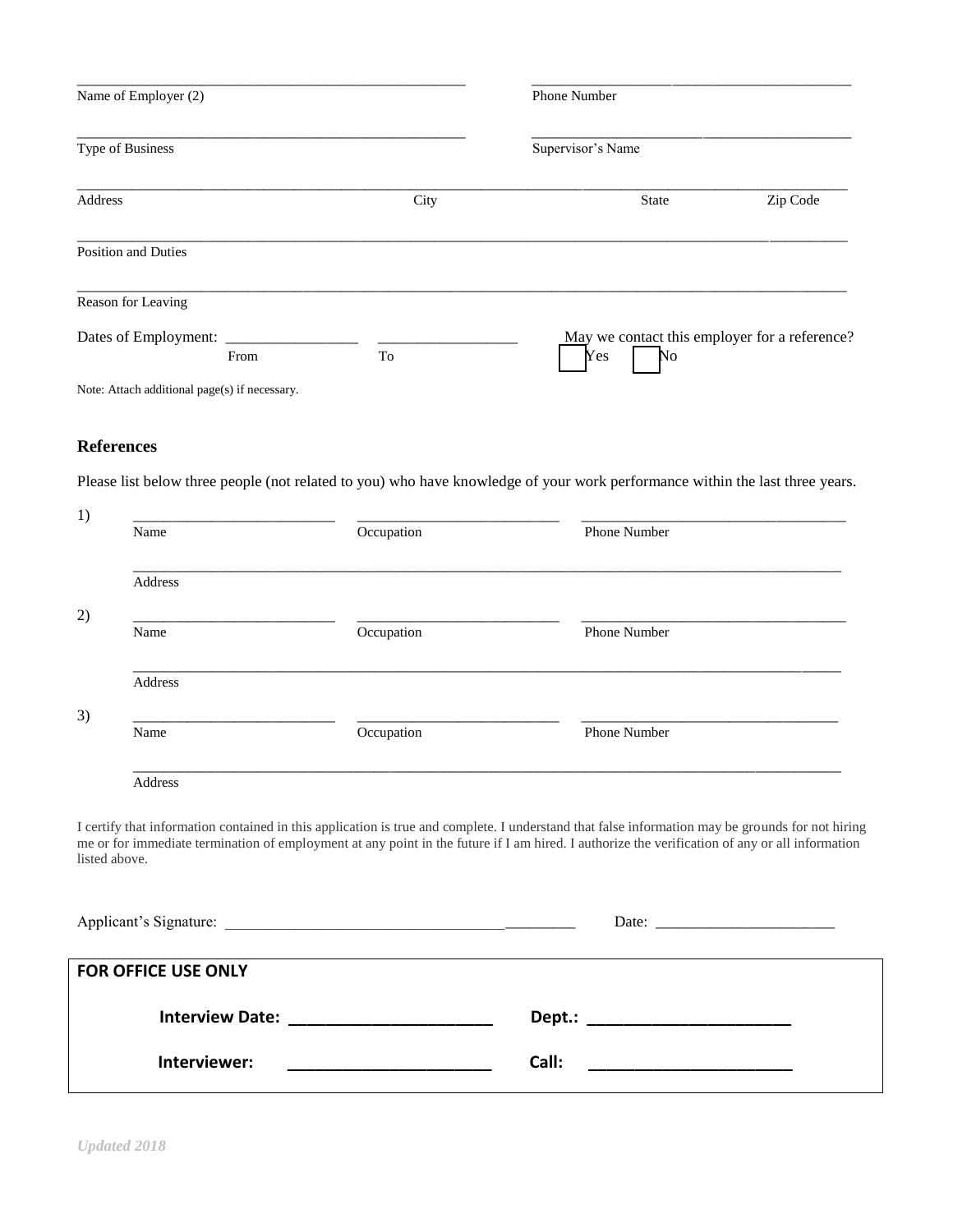Name of Employer (2) ____________________ Phone Number ____________________

Type of Business ____________________ Supervisor's Name ____________________

Address ____________________ City ____________________ State ____________________ Zip Code ____________________

Position and Duties ____________________

Reason for Leaving ____________________

Dates of Employment: From ____________________ To ____________________

May we contact this employer for a reference? ☐ Yes ☐ No

Note: Attach additional page(s) if necessary.

### References

Please list below three people (not related to you) who have knowledge of your work performance within the last three years.

1) Name ____________________ Occupation ____________________ Phone Number ____________________

Address ____________________

2) Name ____________________ Occupation ____________________ Phone Number ____________________

Address ____________________

3) Name ____________________ Occupation ____________________ Phone Number ____________________

Address ____________________

I certify that information contained in this application is true and complete. I understand that false information may be grounds for not hiring me or for immediate termination of employment at any point in the future if I am hired. I authorize the verification of any or all information listed above.

Applicant's Signature: ____________________ Date: ____________________

**FOR OFFICE USE ONLY**

**Interview Date:** ____________________ **Dept.:** ____________________

**Interviewer:** ____________________ **Call:** ____________________

*Updated 2018*